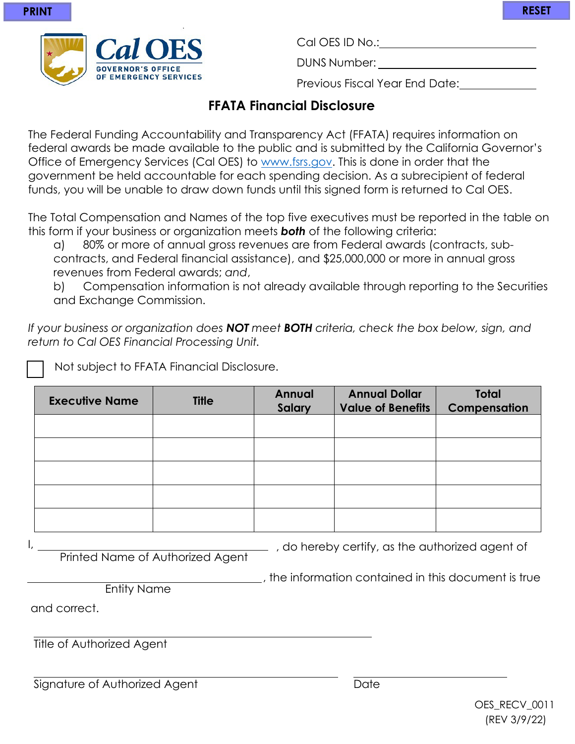PRINT RESET

Cal OES
GOVERNOR'S OFFICE OF EMERGENCY SERVICES

Cal OES ID No.: ______________________

DUNS Number: ______________________

Previous Fiscal Year End Date: ______________

## FFATA Financial Disclosure

The Federal Funding Accountability and Transparency Act (FFATA) requires information on federal awards be made available to the public and is submitted by the California Governor's Office of Emergency Services (Cal OES) to www.fsrs.gov. This is done in order that the government be held accountable for each spending decision. As a subrecipient of federal funds, you will be unable to draw down funds until this signed form is returned to Cal OES.

The Total Compensation and Names of the top five executives must be reported in the table on this form if your business or organization meets ***both*** of the following criteria:

a) 80% or more of annual gross revenues are from Federal awards (contracts, sub-contracts, and Federal financial assistance), and $25,000,000 or more in annual gross revenues from Federal awards; *and*,

b) Compensation information is not already available through reporting to the Securities and Exchange Commission.

*If your business or organization does **NOT** meet **BOTH** criteria, check the box below, sign, and return to Cal OES Financial Processing Unit.*

☐ Not subject to FFATA Financial Disclosure.

| Executive Name | Title | Annual Salary | Annual Dollar Value of Benefits | Total Compensation |
|---|---|---|---|---|
| | | | | |
| | | | | |
| | | | | |
| | | | | |
| | | | | |

I, ______________________________ , do hereby certify, as the authorized agent of
Printed Name of Authorized Agent

______________________________, the information contained in this document is true
Entity Name

and correct.

______________________________
Title of Authorized Agent

______________________________ ______________________
Signature of Authorized Agent Date

OES_RECV_0011
(REV 3/9/22)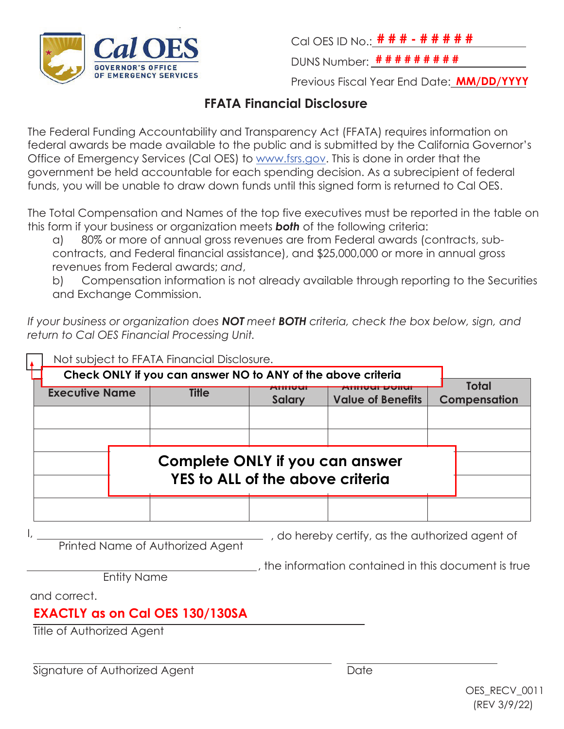Cal OES ID No.: ### - #####

DUNS Number: #########

Previous Fiscal Year End Date: MM/DD/YYYY

## FFATA Financial Disclosure

The Federal Funding Accountability and Transparency Act (FFATA) requires information on federal awards be made available to the public and is submitted by the California Governor's Office of Emergency Services (Cal OES) to www.fsrs.gov. This is done in order that the government be held accountable for each spending decision. As a subrecipient of federal funds, you will be unable to draw down funds until this signed form is returned to Cal OES.

The Total Compensation and Names of the top five executives must be reported in the table on this form if your business or organization meets ***both*** of the following criteria:

a) 80% or more of annual gross revenues are from Federal awards (contracts, sub-contracts, and Federal financial assistance), and $25,000,000 or more in annual gross revenues from Federal awards; *and*,

b) Compensation information is not already available through reporting to the Securities and Exchange Commission.

*If your business or organization does **NOT** meet **BOTH** criteria, check the box below, sign, and return to Cal OES Financial Processing Unit.*

☐ Not subject to FFATA Financial Disclosure.

**Check ONLY if you can answer NO to ANY of the above criteria**

| Executive Name | Title | Annual Salary | Annual Dollar Value of Benefits | Total Compensation |
|---|---|---|---|---|
| | | | | |
| | | | | |
| | | | | |
| | | | | |
| | | | | |

**Complete ONLY if you can answer YES to ALL of the above criteria**

I, ______________________________ , do hereby certify, as the authorized agent of
Printed Name of Authorized Agent

______________________________ , the information contained in this document is true
Entity Name

and correct.

**EXACTLY as on Cal OES 130/130SA**

Title of Authorized Agent

______________________________ ______________
Signature of Authorized Agent Date

OES_RECV_0011
(REV 3/9/22)